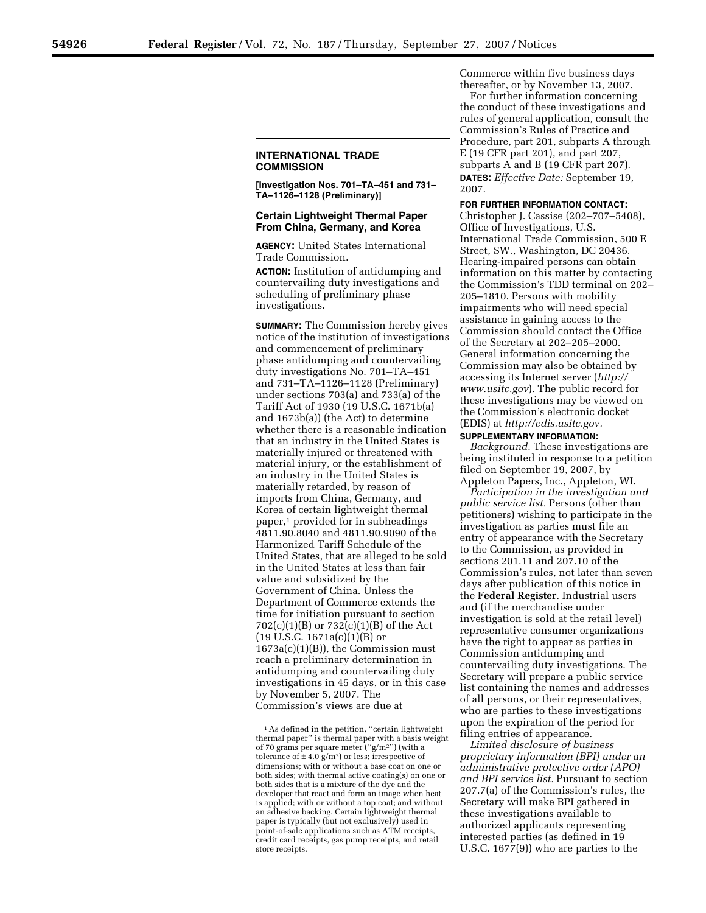## INTERNATIONAL TRADE COMMISSION

**[Investigation Nos. 701–TA–451 and 731–TA–1126–1128 (Preliminary)]**

### Certain Lightweight Thermal Paper From China, Germany, and Korea

**AGENCY:** United States International Trade Commission.

**ACTION:** Institution of antidumping and countervailing duty investigations and scheduling of preliminary phase investigations.

**SUMMARY:** The Commission hereby gives notice of the institution of investigations and commencement of preliminary phase antidumping and countervailing duty investigations No. 701–TA–451 and 731–TA–1126–1128 (Preliminary) under sections 703(a) and 733(a) of the Tariff Act of 1930 (19 U.S.C. 1671b(a) and 1673b(a)) (the Act) to determine whether there is a reasonable indication that an industry in the United States is materially injured or threatened with material injury, or the establishment of an industry in the United States is materially retarded, by reason of imports from China, Germany, and Korea of certain lightweight thermal paper,[1] provided for in subheadings 4811.90.8040 and 4811.90.9090 of the Harmonized Tariff Schedule of the United States, that are alleged to be sold in the United States at less than fair value and subsidized by the Government of China. Unless the Department of Commerce extends the time for initiation pursuant to section 702(c)(1)(B) or 732(c)(1)(B) of the Act (19 U.S.C. 1671a(c)(1)(B) or 1673a(c)(1)(B)), the Commission must reach a preliminary determination in antidumping and countervailing duty investigations in 45 days, or in this case by November 5, 2007. The Commission's views are due at Commerce within five business days thereafter, or by November 13, 2007.

For further information concerning the conduct of these investigations and rules of general application, consult the Commission's Rules of Practice and Procedure, part 201, subparts A through E (19 CFR part 201), and part 207, subparts A and B (19 CFR part 207).

**DATES:** *Effective Date:* September 19, 2007.

**FOR FURTHER INFORMATION CONTACT:** Christopher J. Cassise (202–707–5408), Office of Investigations, U.S. International Trade Commission, 500 E Street, SW., Washington, DC 20436. Hearing-impaired persons can obtain information on this matter by contacting the Commission's TDD terminal on 202–205–1810. Persons with mobility impairments who will need special assistance in gaining access to the Commission should contact the Office of the Secretary at 202–205–2000. General information concerning the Commission may also be obtained by accessing its Internet server (*http://www.usitc.gov*). The public record for these investigations may be viewed on the Commission's electronic docket (EDIS) at *http://edis.usitc.gov.*

**SUPPLEMENTARY INFORMATION:**

*Background.* These investigations are being instituted in response to a petition filed on September 19, 2007, by Appleton Papers, Inc., Appleton, WI.

*Participation in the investigation and public service list.* Persons (other than petitioners) wishing to participate in the investigation as parties must file an entry of appearance with the Secretary to the Commission, as provided in sections 201.11 and 207.10 of the Commission's rules, not later than seven days after publication of this notice in the **Federal Register**. Industrial users and (if the merchandise under investigation is sold at the retail level) representative consumer organizations have the right to appear as parties in Commission antidumping and countervailing duty investigations. The Secretary will prepare a public service list containing the names and addresses of all persons, or their representatives, who are parties to these investigations upon the expiration of the period for filing entries of appearance.

*Limited disclosure of business proprietary information (BPI) under an administrative protective order (APO) and BPI service list.* Pursuant to section 207.7(a) of the Commission's rules, the Secretary will make BPI gathered in these investigations available to authorized applicants representing interested parties (as defined in 19 U.S.C. 1677(9)) who are parties to the

---

[1] As defined in the petition, "certain lightweight thermal paper" is thermal paper with a basis weight of 70 grams per square meter ("$g/m^2$") (with a tolerance of $\pm 4.0$ $g/m^2$) or less; irrespective of dimensions; with or without a base coat on one or both sides; with thermal active coating(s) on one or both sides that is a mixture of the dye and the developer that react and form an image when heat is applied; with or without a top coat; and without an adhesive backing. Certain lightweight thermal paper is typically (but not exclusively) used in point-of-sale applications such as ATM receipts, credit card receipts, gas pump receipts, and retail store receipts.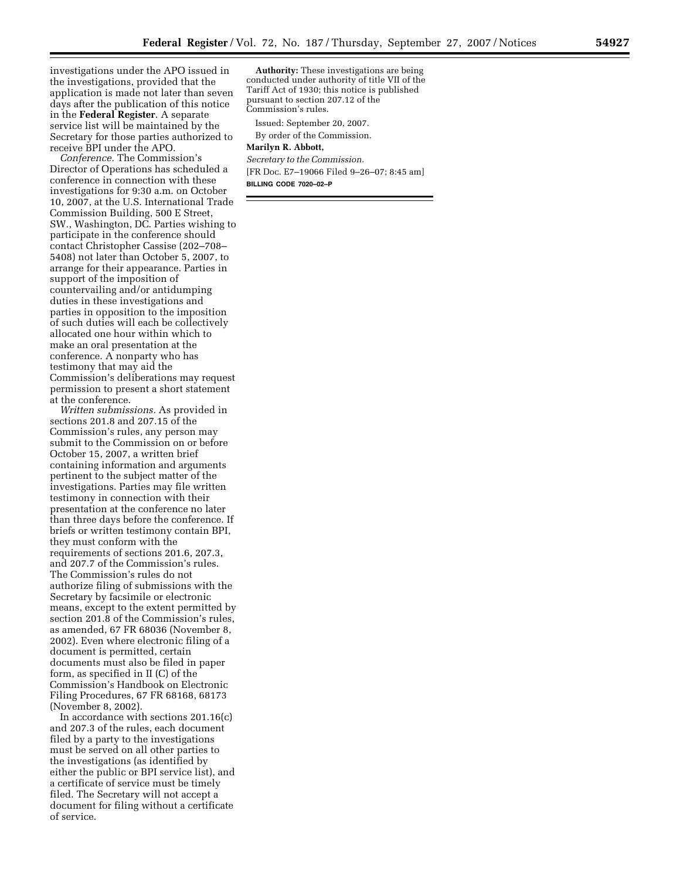investigations under the APO issued in the investigations, provided that the application is made not later than seven days after the publication of this notice in the **Federal Register**. A separate service list will be maintained by the Secretary for those parties authorized to receive BPI under the APO.

*Conference.* The Commission's Director of Operations has scheduled a conference in connection with these investigations for 9:30 a.m. on October 10, 2007, at the U.S. International Trade Commission Building, 500 E Street, SW., Washington, DC. Parties wishing to participate in the conference should contact Christopher Cassise (202–708–5408) not later than October 5, 2007, to arrange for their appearance. Parties in support of the imposition of countervailing and/or antidumping duties in these investigations and parties in opposition to the imposition of such duties will each be collectively allocated one hour within which to make an oral presentation at the conference. A nonparty who has testimony that may aid the Commission's deliberations may request permission to present a short statement at the conference.

*Written submissions.* As provided in sections 201.8 and 207.15 of the Commission's rules, any person may submit to the Commission on or before October 15, 2007, a written brief containing information and arguments pertinent to the subject matter of the investigations. Parties may file written testimony in connection with their presentation at the conference no later than three days before the conference. If briefs or written testimony contain BPI, they must conform with the requirements of sections 201.6, 207.3, and 207.7 of the Commission's rules. The Commission's rules do not authorize filing of submissions with the Secretary by facsimile or electronic means, except to the extent permitted by section 201.8 of the Commission's rules, as amended, 67 FR 68036 (November 8, 2002). Even where electronic filing of a document is permitted, certain documents must also be filed in paper form, as specified in II (C) of the Commission's Handbook on Electronic Filing Procedures, 67 FR 68168, 68173 (November 8, 2002).

In accordance with sections 201.16(c) and 207.3 of the rules, each document filed by a party to the investigations must be served on all other parties to the investigations (as identified by either the public or BPI service list), and a certificate of service must be timely filed. The Secretary will not accept a document for filing without a certificate of service.

**Authority:** These investigations are being conducted under authority of title VII of the Tariff Act of 1930; this notice is published pursuant to section 207.12 of the Commission's rules.

Issued: September 20, 2007.

By order of the Commission.

**Marilyn R. Abbott,**

*Secretary to the Commission.*

[FR Doc. E7–19066 Filed 9–26–07; 8:45 am]

**BILLING CODE 7020–02–P**